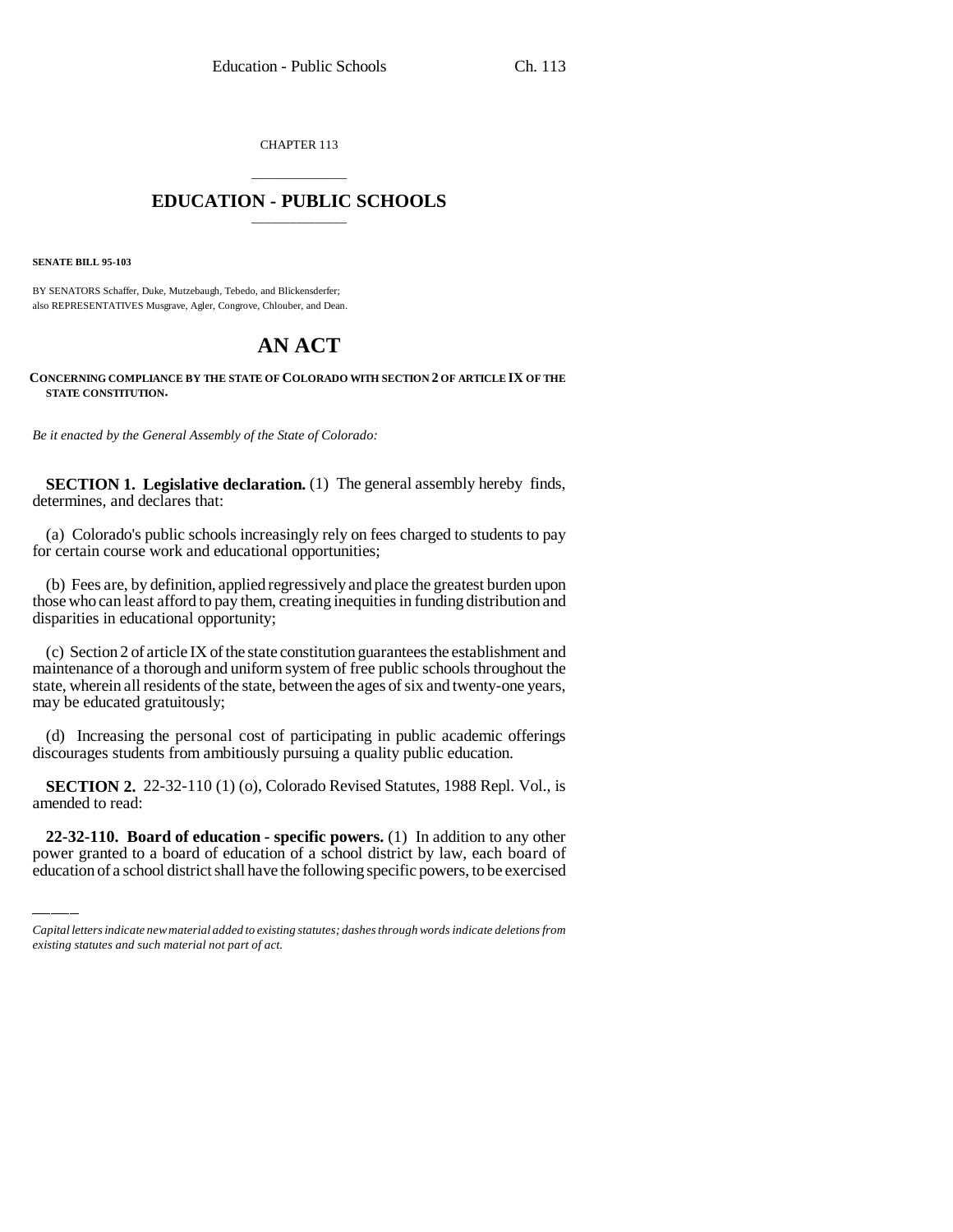CHAPTER 113

## EDUCATION - PUBLIC SCHOOLS

**SENATE BILL 95-103**

BY SENATORS Schaffer, Duke, Mutzebaugh, Tebedo, and Blickensderfer;
also REPRESENTATIVES Musgrave, Agler, Congrove, Chlouber, and Dean.

# AN ACT

**CONCERNING COMPLIANCE BY THE STATE OF COLORADO WITH SECTION 2 OF ARTICLE IX OF THE STATE CONSTITUTION.**

*Be it enacted by the General Assembly of the State of Colorado:*

**SECTION 1. Legislative declaration.** (1) The general assembly hereby finds, determines, and declares that:

(a) Colorado's public schools increasingly rely on fees charged to students to pay for certain course work and educational opportunities;

(b) Fees are, by definition, applied regressively and place the greatest burden upon those who can least afford to pay them, creating inequities in funding distribution and disparities in educational opportunity;

(c) Section 2 of article IX of the state constitution guarantees the establishment and maintenance of a thorough and uniform system of free public schools throughout the state, wherein all residents of the state, between the ages of six and twenty-one years, may be educated gratuitously;

(d) Increasing the personal cost of participating in public academic offerings discourages students from ambitiously pursuing a quality public education.

**SECTION 2.** 22-32-110 (1) (o), Colorado Revised Statutes, 1988 Repl. Vol., is amended to read:

**22-32-110. Board of education - specific powers.** (1) In addition to any other power granted to a board of education of a school district by law, each board of education of a school district shall have the following specific powers, to be exercised

*Capital letters indicate new material added to existing statutes; dashes through words indicate deletions from existing statutes and such material not part of act.*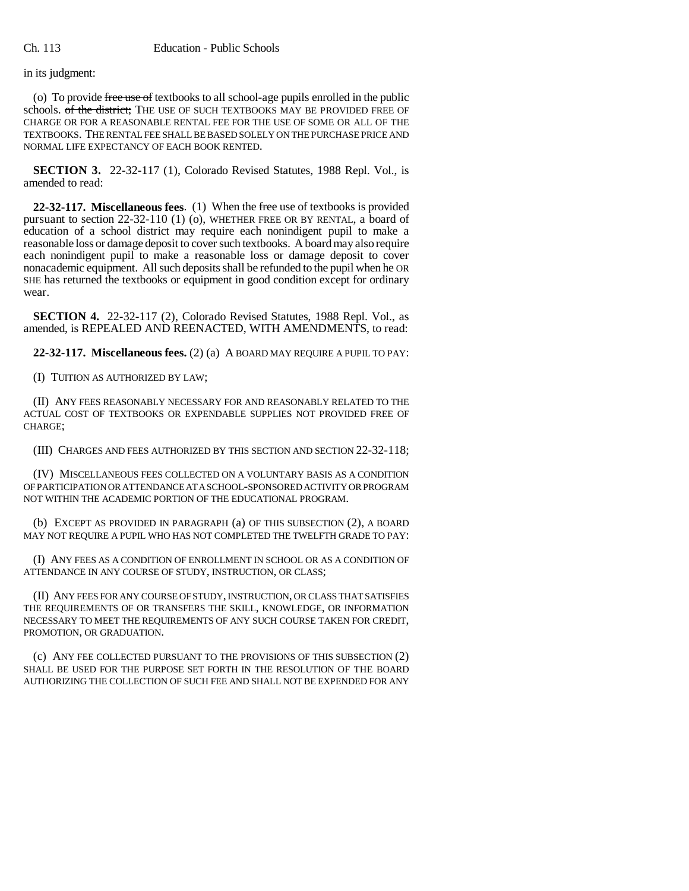in its judgment:

(o) To provide ~~free use of~~ textbooks to all school-age pupils enrolled in the public schools. ~~of the district;~~ THE USE OF SUCH TEXTBOOKS MAY BE PROVIDED FREE OF CHARGE OR FOR A REASONABLE RENTAL FEE FOR THE USE OF SOME OR ALL OF THE TEXTBOOKS. THE RENTAL FEE SHALL BE BASED SOLELY ON THE PURCHASE PRICE AND NORMAL LIFE EXPECTANCY OF EACH BOOK RENTED.

**SECTION 3.** 22-32-117 (1), Colorado Revised Statutes, 1988 Repl. Vol., is amended to read:

**22-32-117. Miscellaneous fees**. (1) When the ~~free~~ use of textbooks is provided pursuant to section 22-32-110 (1) (o), WHETHER FREE OR BY RENTAL, a board of education of a school district may require each nonindigent pupil to make a reasonable loss or damage deposit to cover such textbooks. A board may also require each nonindigent pupil to make a reasonable loss or damage deposit to cover nonacademic equipment. All such deposits shall be refunded to the pupil when he OR SHE has returned the textbooks or equipment in good condition except for ordinary wear.

**SECTION 4.** 22-32-117 (2), Colorado Revised Statutes, 1988 Repl. Vol., as amended, is REPEALED AND REENACTED, WITH AMENDMENTS, to read:

**22-32-117. Miscellaneous fees.** (2) (a) A BOARD MAY REQUIRE A PUPIL TO PAY:

(I) TUITION AS AUTHORIZED BY LAW;

(II) ANY FEES REASONABLY NECESSARY FOR AND REASONABLY RELATED TO THE ACTUAL COST OF TEXTBOOKS OR EXPENDABLE SUPPLIES NOT PROVIDED FREE OF CHARGE;

(III) CHARGES AND FEES AUTHORIZED BY THIS SECTION AND SECTION 22-32-118;

(IV) MISCELLANEOUS FEES COLLECTED ON A VOLUNTARY BASIS AS A CONDITION OF PARTICIPATION OR ATTENDANCE AT A SCHOOL-SPONSORED ACTIVITY OR PROGRAM NOT WITHIN THE ACADEMIC PORTION OF THE EDUCATIONAL PROGRAM.

(b) EXCEPT AS PROVIDED IN PARAGRAPH (a) OF THIS SUBSECTION (2), A BOARD MAY NOT REQUIRE A PUPIL WHO HAS NOT COMPLETED THE TWELFTH GRADE TO PAY:

(I) ANY FEES AS A CONDITION OF ENROLLMENT IN SCHOOL OR AS A CONDITION OF ATTENDANCE IN ANY COURSE OF STUDY, INSTRUCTION, OR CLASS;

(II) ANY FEES FOR ANY COURSE OF STUDY, INSTRUCTION, OR CLASS THAT SATISFIES THE REQUIREMENTS OF OR TRANSFERS THE SKILL, KNOWLEDGE, OR INFORMATION NECESSARY TO MEET THE REQUIREMENTS OF ANY SUCH COURSE TAKEN FOR CREDIT, PROMOTION, OR GRADUATION.

(c) ANY FEE COLLECTED PURSUANT TO THE PROVISIONS OF THIS SUBSECTION (2) SHALL BE USED FOR THE PURPOSE SET FORTH IN THE RESOLUTION OF THE BOARD AUTHORIZING THE COLLECTION OF SUCH FEE AND SHALL NOT BE EXPENDED FOR ANY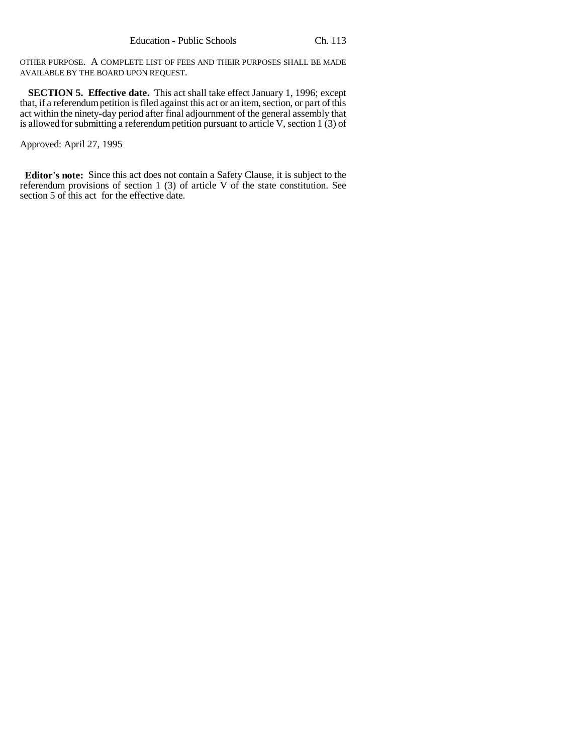OTHER PURPOSE. A COMPLETE LIST OF FEES AND THEIR PURPOSES SHALL BE MADE AVAILABLE BY THE BOARD UPON REQUEST.

**SECTION 5. Effective date.** This act shall take effect January 1, 1996; except that, if a referendum petition is filed against this act or an item, section, or part of this act within the ninety-day period after final adjournment of the general assembly that is allowed for submitting a referendum petition pursuant to article V, section 1 (3) of

Approved: April 27, 1995

**Editor's note:** Since this act does not contain a Safety Clause, it is subject to the referendum provisions of section 1 (3) of article V of the state constitution. See section 5 of this act for the effective date.